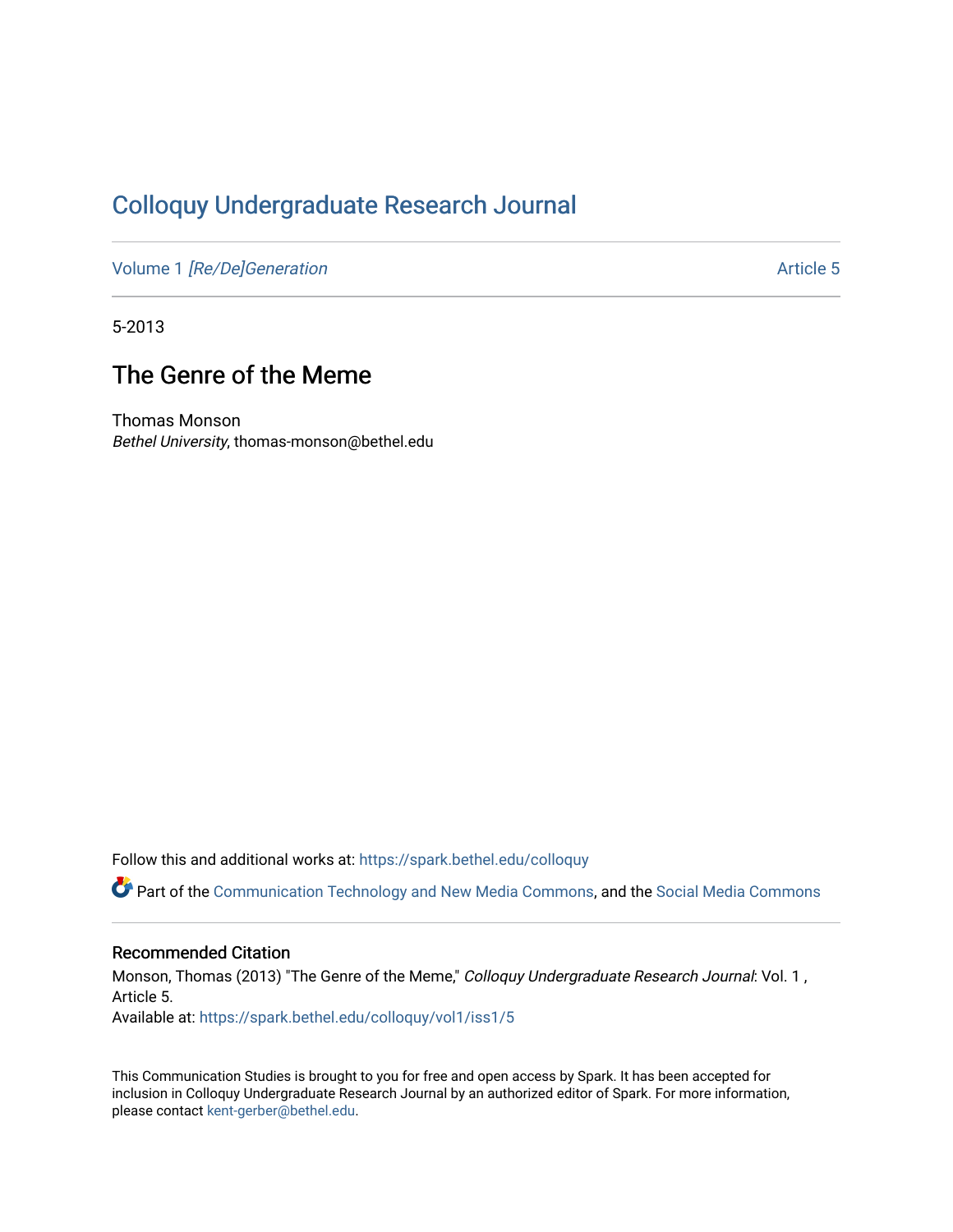# Colloquy Undergraduate Research Journal

Volume 1 *[Re/De]Generation* Article 5

5-2013

## The Genre of the Meme

Thomas Monson
*Bethel University*, thomas-monson@bethel.edu

Follow this and additional works at: https://spark.bethel.edu/colloquy

Part of the Communication Technology and New Media Commons, and the Social Media Commons

### Recommended Citation

Monson, Thomas (2013) "The Genre of the Meme," *Colloquy Undergraduate Research Journal*: Vol. 1 , Article 5.
Available at: https://spark.bethel.edu/colloquy/vol1/iss1/5

This Communication Studies is brought to you for free and open access by Spark. It has been accepted for inclusion in Colloquy Undergraduate Research Journal by an authorized editor of Spark. For more information, please contact kent-gerber@bethel.edu.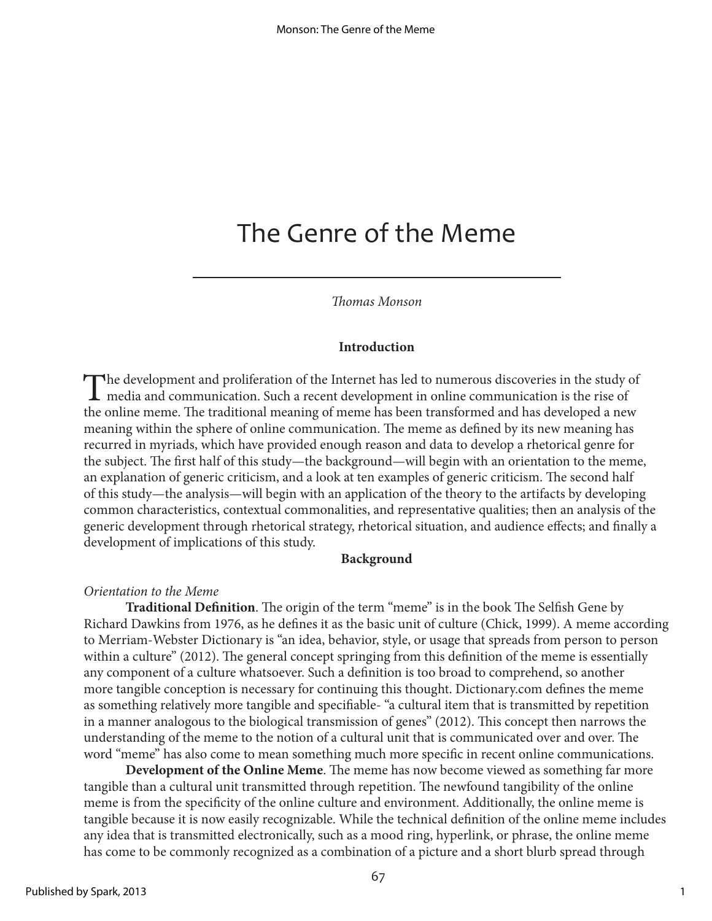# The Genre of the Meme

*Thomas Monson*

## Introduction

The development and proliferation of the Internet has led to numerous discoveries in the study of media and communication. Such a recent development in online communication is the rise of the online meme. The traditional meaning of meme has been transformed and has developed a new meaning within the sphere of online communication. The meme as defined by its new meaning has recurred in myriads, which have provided enough reason and data to develop a rhetorical genre for the subject. The first half of this study—the background—will begin with an orientation to the meme, an explanation of generic criticism, and a look at ten examples of generic criticism. The second half of this study—the analysis—will begin with an application of the theory to the artifacts by developing common characteristics, contextual commonalities, and representative qualities; then an analysis of the generic development through rhetorical strategy, rhetorical situation, and audience effects; and finally a development of implications of this study.

## Background

### *Orientation to the Meme*

**Traditional Definition**. The origin of the term "meme" is in the book The Selfish Gene by Richard Dawkins from 1976, as he defines it as the basic unit of culture (Chick, 1999). A meme according to Merriam-Webster Dictionary is "an idea, behavior, style, or usage that spreads from person to person within a culture" (2012). The general concept springing from this definition of the meme is essentially any component of a culture whatsoever. Such a definition is too broad to comprehend, so another more tangible conception is necessary for continuing this thought. Dictionary.com defines the meme as something relatively more tangible and specifiable- "a cultural item that is transmitted by repetition in a manner analogous to the biological transmission of genes" (2012). This concept then narrows the understanding of the meme to the notion of a cultural unit that is communicated over and over. The word "meme" has also come to mean something much more specific in recent online communications.

**Development of the Online Meme**. The meme has now become viewed as something far more tangible than a cultural unit transmitted through repetition. The newfound tangibility of the online meme is from the specificity of the online culture and environment. Additionally, the online meme is tangible because it is now easily recognizable. While the technical definition of the online meme includes any idea that is transmitted electronically, such as a mood ring, hyperlink, or phrase, the online meme has come to be commonly recognized as a combination of a picture and a short blurb spread through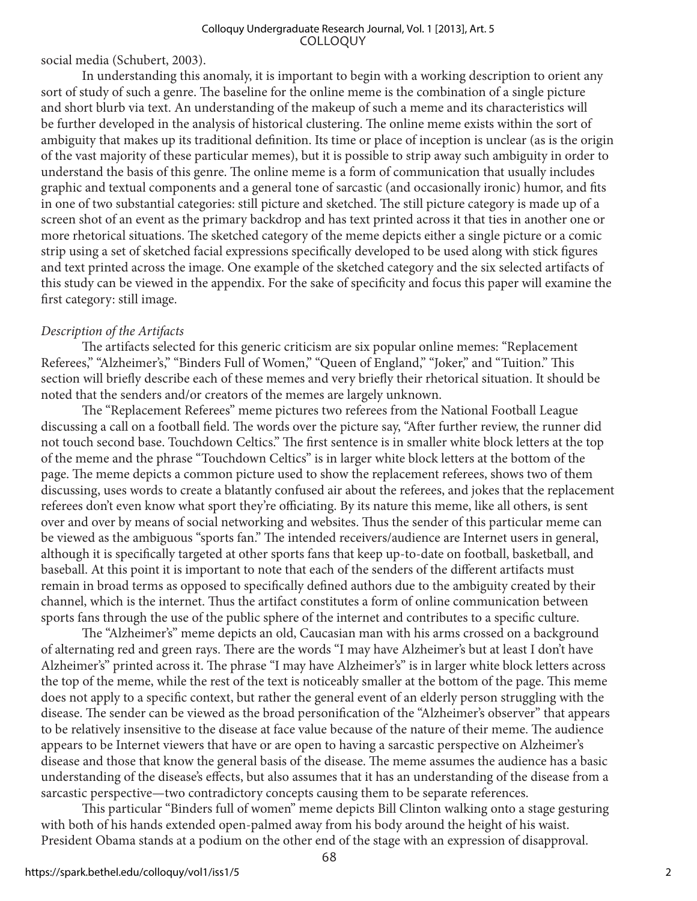social media (Schubert, 2003).

In understanding this anomaly, it is important to begin with a working description to orient any sort of study of such a genre. The baseline for the online meme is the combination of a single picture and short blurb via text. An understanding of the makeup of such a meme and its characteristics will be further developed in the analysis of historical clustering. The online meme exists within the sort of ambiguity that makes up its traditional definition. Its time or place of inception is unclear (as is the origin of the vast majority of these particular memes), but it is possible to strip away such ambiguity in order to understand the basis of this genre. The online meme is a form of communication that usually includes graphic and textual components and a general tone of sarcastic (and occasionally ironic) humor, and fits in one of two substantial categories: still picture and sketched. The still picture category is made up of a screen shot of an event as the primary backdrop and has text printed across it that ties in another one or more rhetorical situations. The sketched category of the meme depicts either a single picture or a comic strip using a set of sketched facial expressions specifically developed to be used along with stick figures and text printed across the image. One example of the sketched category and the six selected artifacts of this study can be viewed in the appendix. For the sake of specificity and focus this paper will examine the first category: still image.

*Description of the Artifacts*

The artifacts selected for this generic criticism are six popular online memes: "Replacement Referees," "Alzheimer's," "Binders Full of Women," "Queen of England," "Joker," and "Tuition." This section will briefly describe each of these memes and very briefly their rhetorical situation. It should be noted that the senders and/or creators of the memes are largely unknown.

The "Replacement Referees" meme pictures two referees from the National Football League discussing a call on a football field. The words over the picture say, "After further review, the runner did not touch second base. Touchdown Celtics." The first sentence is in smaller white block letters at the top of the meme and the phrase "Touchdown Celtics" is in larger white block letters at the bottom of the page. The meme depicts a common picture used to show the replacement referees, shows two of them discussing, uses words to create a blatantly confused air about the referees, and jokes that the replacement referees don't even know what sport they're officiating. By its nature this meme, like all others, is sent over and over by means of social networking and websites. Thus the sender of this particular meme can be viewed as the ambiguous "sports fan." The intended receivers/audience are Internet users in general, although it is specifically targeted at other sports fans that keep up-to-date on football, basketball, and baseball. At this point it is important to note that each of the senders of the different artifacts must remain in broad terms as opposed to specifically defined authors due to the ambiguity created by their channel, which is the internet. Thus the artifact constitutes a form of online communication between sports fans through the use of the public sphere of the internet and contributes to a specific culture.

The "Alzheimer's" meme depicts an old, Caucasian man with his arms crossed on a background of alternating red and green rays. There are the words "I may have Alzheimer's but at least I don't have Alzheimer's" printed across it. The phrase "I may have Alzheimer's" is in larger white block letters across the top of the meme, while the rest of the text is noticeably smaller at the bottom of the page. This meme does not apply to a specific context, but rather the general event of an elderly person struggling with the disease. The sender can be viewed as the broad personification of the "Alzheimer's observer" that appears to be relatively insensitive to the disease at face value because of the nature of their meme. The audience appears to be Internet viewers that have or are open to having a sarcastic perspective on Alzheimer's disease and those that know the general basis of the disease. The meme assumes the audience has a basic understanding of the disease's effects, but also assumes that it has an understanding of the disease from a sarcastic perspective—two contradictory concepts causing them to be separate references.

This particular "Binders full of women" meme depicts Bill Clinton walking onto a stage gesturing with both of his hands extended open-palmed away from his body around the height of his waist. President Obama stands at a podium on the other end of the stage with an expression of disapproval.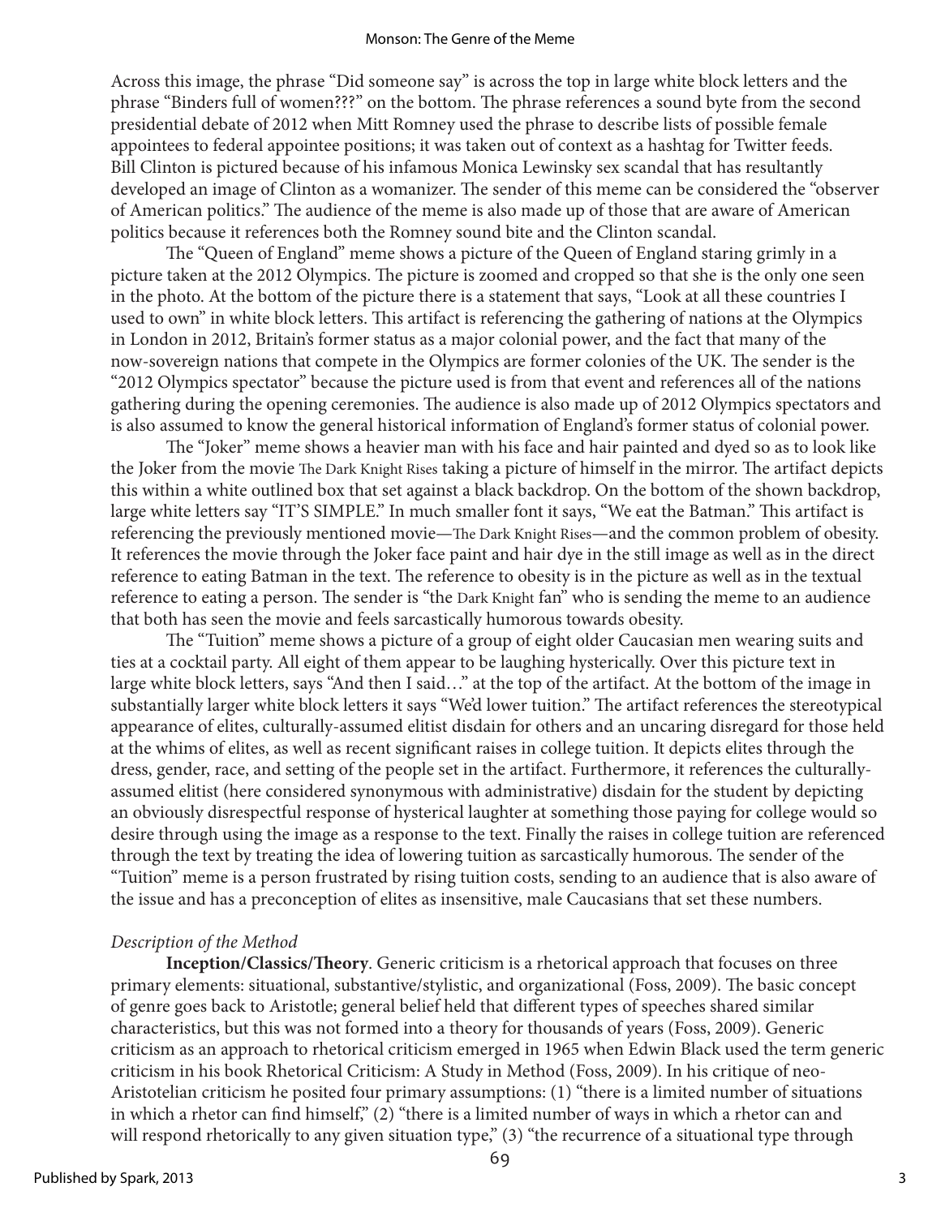Across this image, the phrase "Did someone say" is across the top in large white block letters and the phrase "Binders full of women???" on the bottom. The phrase references a sound byte from the second presidential debate of 2012 when Mitt Romney used the phrase to describe lists of possible female appointees to federal appointee positions; it was taken out of context as a hashtag for Twitter feeds. Bill Clinton is pictured because of his infamous Monica Lewinsky sex scandal that has resultantly developed an image of Clinton as a womanizer. The sender of this meme can be considered the "observer of American politics." The audience of the meme is also made up of those that are aware of American politics because it references both the Romney sound bite and the Clinton scandal.

The "Queen of England" meme shows a picture of the Queen of England staring grimly in a picture taken at the 2012 Olympics. The picture is zoomed and cropped so that she is the only one seen in the photo. At the bottom of the picture there is a statement that says, "Look at all these countries I used to own" in white block letters. This artifact is referencing the gathering of nations at the Olympics in London in 2012, Britain's former status as a major colonial power, and the fact that many of the now-sovereign nations that compete in the Olympics are former colonies of the UK. The sender is the "2012 Olympics spectator" because the picture used is from that event and references all of the nations gathering during the opening ceremonies. The audience is also made up of 2012 Olympics spectators and is also assumed to know the general historical information of England's former status of colonial power.

The "Joker" meme shows a heavier man with his face and hair painted and dyed so as to look like the Joker from the movie The Dark Knight Rises taking a picture of himself in the mirror. The artifact depicts this within a white outlined box that set against a black backdrop. On the bottom of the shown backdrop, large white letters say "IT'S SIMPLE." In much smaller font it says, "We eat the Batman." This artifact is referencing the previously mentioned movie—The Dark Knight Rises—and the common problem of obesity. It references the movie through the Joker face paint and hair dye in the still image as well as in the direct reference to eating Batman in the text. The reference to obesity is in the picture as well as in the textual reference to eating a person. The sender is "the Dark Knight fan" who is sending the meme to an audience that both has seen the movie and feels sarcastically humorous towards obesity.

The "Tuition" meme shows a picture of a group of eight older Caucasian men wearing suits and ties at a cocktail party. All eight of them appear to be laughing hysterically. Over this picture text in large white block letters, says "And then I said…" at the top of the artifact. At the bottom of the image in substantially larger white block letters it says "We'd lower tuition." The artifact references the stereotypical appearance of elites, culturally-assumed elitist disdain for others and an uncaring disregard for those held at the whims of elites, as well as recent significant raises in college tuition. It depicts elites through the dress, gender, race, and setting of the people set in the artifact. Furthermore, it references the culturally-assumed elitist (here considered synonymous with administrative) disdain for the student by depicting an obviously disrespectful response of hysterical laughter at something those paying for college would so desire through using the image as a response to the text. Finally the raises in college tuition are referenced through the text by treating the idea of lowering tuition as sarcastically humorous. The sender of the "Tuition" meme is a person frustrated by rising tuition costs, sending to an audience that is also aware of the issue and has a preconception of elites as insensitive, male Caucasians that set these numbers.

*Description of the Method*

**Inception/Classics/Theory**. Generic criticism is a rhetorical approach that focuses on three primary elements: situational, substantive/stylistic, and organizational (Foss, 2009). The basic concept of genre goes back to Aristotle; general belief held that different types of speeches shared similar characteristics, but this was not formed into a theory for thousands of years (Foss, 2009). Generic criticism as an approach to rhetorical criticism emerged in 1965 when Edwin Black used the term generic criticism in his book Rhetorical Criticism: A Study in Method (Foss, 2009). In his critique of neo-Aristotelian criticism he posited four primary assumptions: (1) "there is a limited number of situations in which a rhetor can find himself," (2) "there is a limited number of ways in which a rhetor can and will respond rhetorically to any given situation type," (3) "the recurrence of a situational type through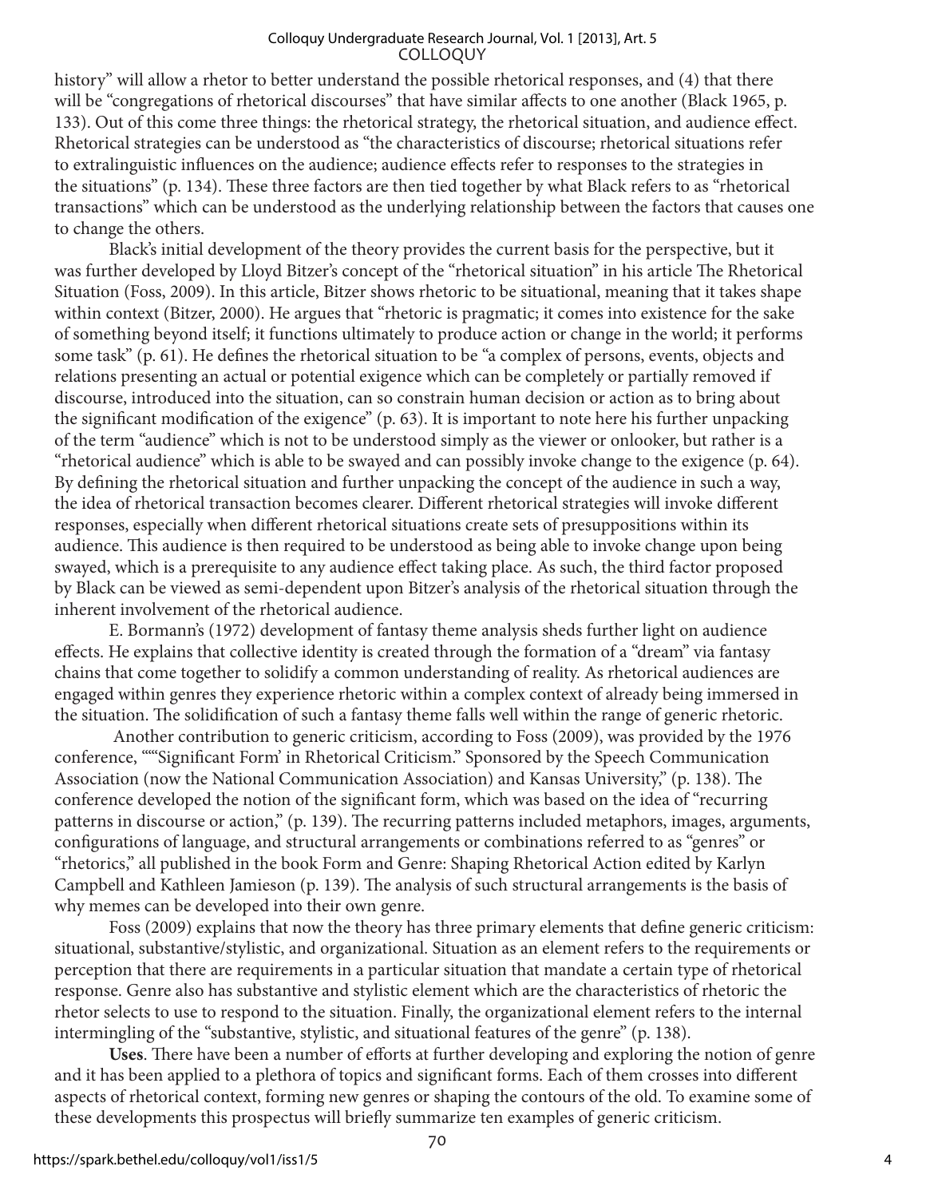history" will allow a rhetor to better understand the possible rhetorical responses, and (4) that there will be "congregations of rhetorical discourses" that have similar affects to one another (Black 1965, p. 133). Out of this come three things: the rhetorical strategy, the rhetorical situation, and audience effect. Rhetorical strategies can be understood as "the characteristics of discourse; rhetorical situations refer to extralinguistic influences on the audience; audience effects refer to responses to the strategies in the situations" (p. 134). These three factors are then tied together by what Black refers to as "rhetorical transactions" which can be understood as the underlying relationship between the factors that causes one to change the others.

Black's initial development of the theory provides the current basis for the perspective, but it was further developed by Lloyd Bitzer's concept of the "rhetorical situation" in his article The Rhetorical Situation (Foss, 2009). In this article, Bitzer shows rhetoric to be situational, meaning that it takes shape within context (Bitzer, 2000). He argues that "rhetoric is pragmatic; it comes into existence for the sake of something beyond itself; it functions ultimately to produce action or change in the world; it performs some task" (p. 61). He defines the rhetorical situation to be "a complex of persons, events, objects and relations presenting an actual or potential exigence which can be completely or partially removed if discourse, introduced into the situation, can so constrain human decision or action as to bring about the significant modification of the exigence" (p. 63). It is important to note here his further unpacking of the term "audience" which is not to be understood simply as the viewer or onlooker, but rather is a "rhetorical audience" which is able to be swayed and can possibly invoke change to the exigence (p. 64). By defining the rhetorical situation and further unpacking the concept of the audience in such a way, the idea of rhetorical transaction becomes clearer. Different rhetorical strategies will invoke different responses, especially when different rhetorical situations create sets of presuppositions within its audience. This audience is then required to be understood as being able to invoke change upon being swayed, which is a prerequisite to any audience effect taking place. As such, the third factor proposed by Black can be viewed as semi-dependent upon Bitzer's analysis of the rhetorical situation through the inherent involvement of the rhetorical audience.

E. Bormann's (1972) development of fantasy theme analysis sheds further light on audience effects. He explains that collective identity is created through the formation of a "dream" via fantasy chains that come together to solidify a common understanding of reality. As rhetorical audiences are engaged within genres they experience rhetoric within a complex context of already being immersed in the situation. The solidification of such a fantasy theme falls well within the range of generic rhetoric.

Another contribution to generic criticism, according to Foss (2009), was provided by the 1976 conference, ""'Significant Form' in Rhetorical Criticism." Sponsored by the Speech Communication Association (now the National Communication Association) and Kansas University," (p. 138). The conference developed the notion of the significant form, which was based on the idea of "recurring patterns in discourse or action," (p. 139). The recurring patterns included metaphors, images, arguments, configurations of language, and structural arrangements or combinations referred to as "genres" or "rhetorics," all published in the book Form and Genre: Shaping Rhetorical Action edited by Karlyn Campbell and Kathleen Jamieson (p. 139). The analysis of such structural arrangements is the basis of why memes can be developed into their own genre.

Foss (2009) explains that now the theory has three primary elements that define generic criticism: situational, substantive/stylistic, and organizational. Situation as an element refers to the requirements or perception that there are requirements in a particular situation that mandate a certain type of rhetorical response. Genre also has substantive and stylistic element which are the characteristics of rhetoric the rhetor selects to use to respond to the situation. Finally, the organizational element refers to the internal intermingling of the "substantive, stylistic, and situational features of the genre" (p. 138).

**Uses**. There have been a number of efforts at further developing and exploring the notion of genre and it has been applied to a plethora of topics and significant forms. Each of them crosses into different aspects of rhetorical context, forming new genres or shaping the contours of the old. To examine some of these developments this prospectus will briefly summarize ten examples of generic criticism.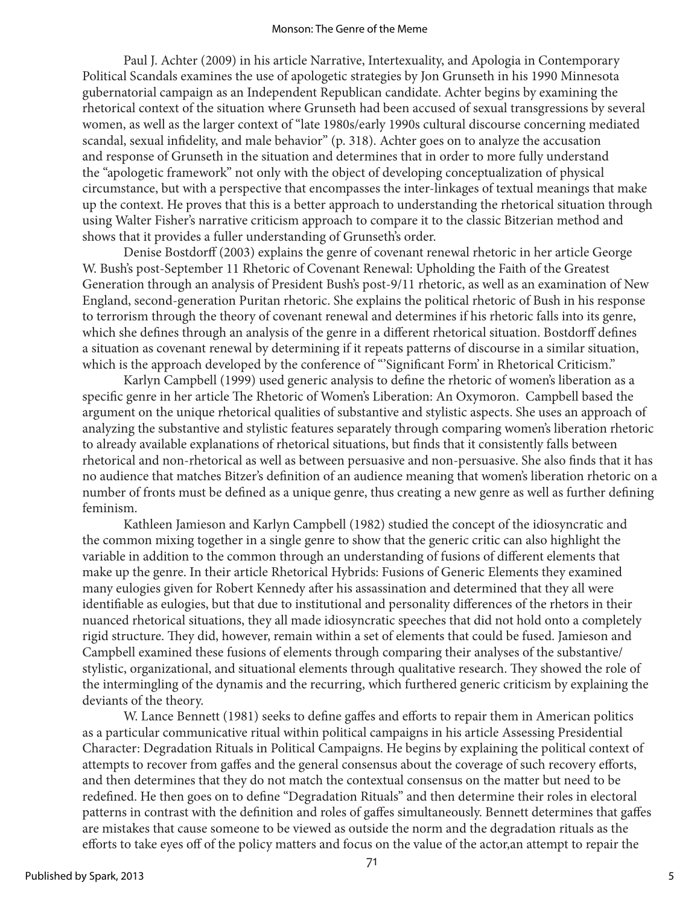Paul J. Achter (2009) in his article Narrative, Intertexuality, and Apologia in Contemporary Political Scandals examines the use of apologetic strategies by Jon Grunseth in his 1990 Minnesota gubernatorial campaign as an Independent Republican candidate. Achter begins by examining the rhetorical context of the situation where Grunseth had been accused of sexual transgressions by several women, as well as the larger context of "late 1980s/early 1990s cultural discourse concerning mediated scandal, sexual infidelity, and male behavior" (p. 318). Achter goes on to analyze the accusation and response of Grunseth in the situation and determines that in order to more fully understand the "apologetic framework" not only with the object of developing conceptualization of physical circumstance, but with a perspective that encompasses the inter-linkages of textual meanings that make up the context. He proves that this is a better approach to understanding the rhetorical situation through using Walter Fisher's narrative criticism approach to compare it to the classic Bitzerian method and shows that it provides a fuller understanding of Grunseth's order.

Denise Bostdorff (2003) explains the genre of covenant renewal rhetoric in her article George W. Bush's post-September 11 Rhetoric of Covenant Renewal: Upholding the Faith of the Greatest Generation through an analysis of President Bush's post-9/11 rhetoric, as well as an examination of New England, second-generation Puritan rhetoric. She explains the political rhetoric of Bush in his response to terrorism through the theory of covenant renewal and determines if his rhetoric falls into its genre, which she defines through an analysis of the genre in a different rhetorical situation. Bostdorff defines a situation as covenant renewal by determining if it repeats patterns of discourse in a similar situation, which is the approach developed by the conference of "'Significant Form' in Rhetorical Criticism."

Karlyn Campbell (1999) used generic analysis to define the rhetoric of women's liberation as a specific genre in her article The Rhetoric of Women's Liberation: An Oxymoron. Campbell based the argument on the unique rhetorical qualities of substantive and stylistic aspects. She uses an approach of analyzing the substantive and stylistic features separately through comparing women's liberation rhetoric to already available explanations of rhetorical situations, but finds that it consistently falls between rhetorical and non-rhetorical as well as between persuasive and non-persuasive. She also finds that it has no audience that matches Bitzer's definition of an audience meaning that women's liberation rhetoric on a number of fronts must be defined as a unique genre, thus creating a new genre as well as further defining feminism.

Kathleen Jamieson and Karlyn Campbell (1982) studied the concept of the idiosyncratic and the common mixing together in a single genre to show that the generic critic can also highlight the variable in addition to the common through an understanding of fusions of different elements that make up the genre. In their article Rhetorical Hybrids: Fusions of Generic Elements they examined many eulogies given for Robert Kennedy after his assassination and determined that they all were identifiable as eulogies, but that due to institutional and personality differences of the rhetors in their nuanced rhetorical situations, they all made idiosyncratic speeches that did not hold onto a completely rigid structure. They did, however, remain within a set of elements that could be fused. Jamieson and Campbell examined these fusions of elements through comparing their analyses of the substantive/stylistic, organizational, and situational elements through qualitative research. They showed the role of the intermingling of the dynamis and the recurring, which furthered generic criticism by explaining the deviants of the theory.

W. Lance Bennett (1981) seeks to define gaffes and efforts to repair them in American politics as a particular communicative ritual within political campaigns in his article Assessing Presidential Character: Degradation Rituals in Political Campaigns. He begins by explaining the political context of attempts to recover from gaffes and the general consensus about the coverage of such recovery efforts, and then determines that they do not match the contextual consensus on the matter but need to be redefined. He then goes on to define "Degradation Rituals" and then determine their roles in electoral patterns in contrast with the definition and roles of gaffes simultaneously. Bennett determines that gaffes are mistakes that cause someone to be viewed as outside the norm and the degradation rituals as the efforts to take eyes off of the policy matters and focus on the value of the actor,an attempt to repair the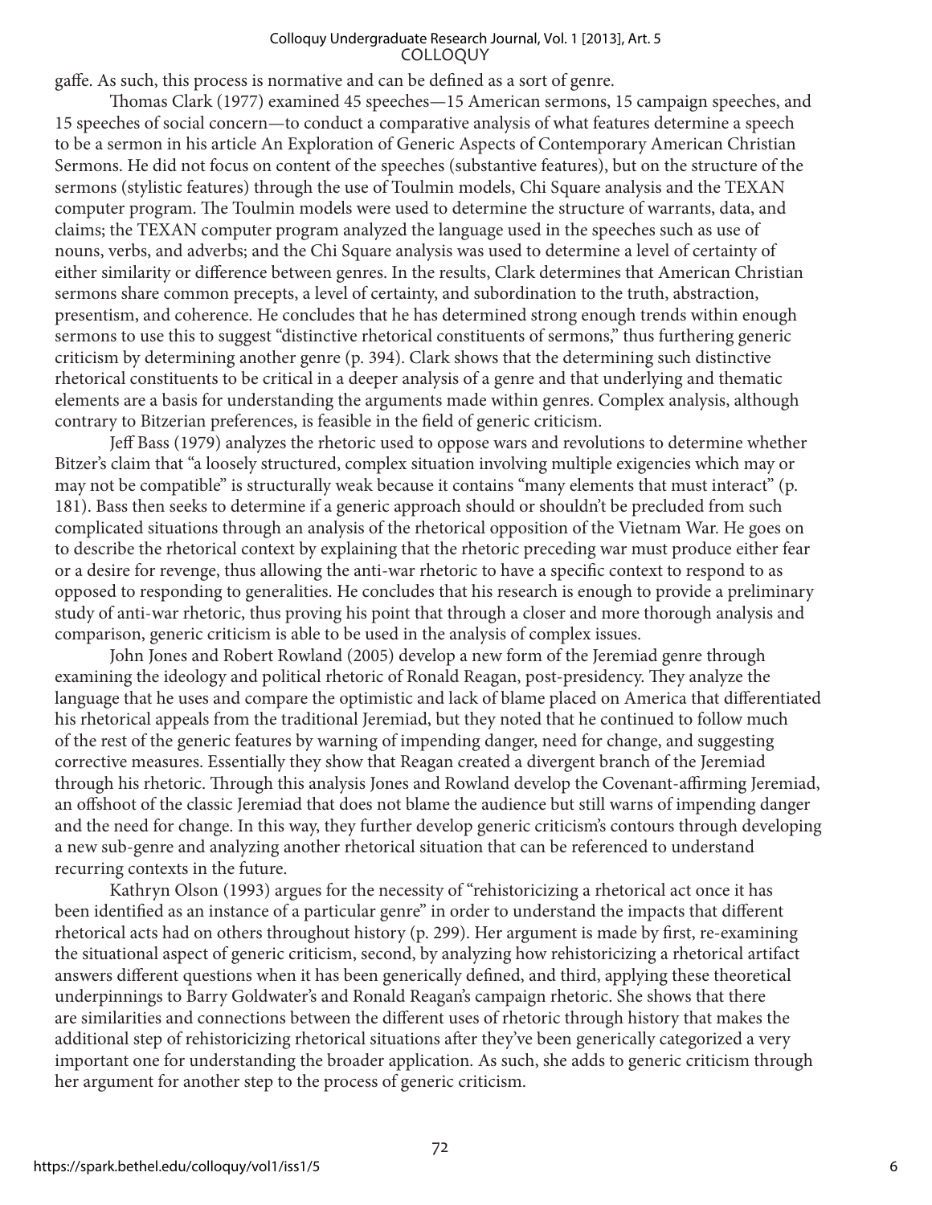gaffe. As such, this process is normative and can be defined as a sort of genre.

Thomas Clark (1977) examined 45 speeches—15 American sermons, 15 campaign speeches, and 15 speeches of social concern—to conduct a comparative analysis of what features determine a speech to be a sermon in his article An Exploration of Generic Aspects of Contemporary American Christian Sermons. He did not focus on content of the speeches (substantive features), but on the structure of the sermons (stylistic features) through the use of Toulmin models, Chi Square analysis and the TEXAN computer program. The Toulmin models were used to determine the structure of warrants, data, and claims; the TEXAN computer program analyzed the language used in the speeches such as use of nouns, verbs, and adverbs; and the Chi Square analysis was used to determine a level of certainty of either similarity or difference between genres. In the results, Clark determines that American Christian sermons share common precepts, a level of certainty, and subordination to the truth, abstraction, presentism, and coherence. He concludes that he has determined strong enough trends within enough sermons to use this to suggest "distinctive rhetorical constituents of sermons," thus furthering generic criticism by determining another genre (p. 394). Clark shows that the determining such distinctive rhetorical constituents to be critical in a deeper analysis of a genre and that underlying and thematic elements are a basis for understanding the arguments made within genres. Complex analysis, although contrary to Bitzerian preferences, is feasible in the field of generic criticism.

Jeff Bass (1979) analyzes the rhetoric used to oppose wars and revolutions to determine whether Bitzer's claim that "a loosely structured, complex situation involving multiple exigencies which may or may not be compatible" is structurally weak because it contains "many elements that must interact" (p. 181). Bass then seeks to determine if a generic approach should or shouldn't be precluded from such complicated situations through an analysis of the rhetorical opposition of the Vietnam War. He goes on to describe the rhetorical context by explaining that the rhetoric preceding war must produce either fear or a desire for revenge, thus allowing the anti-war rhetoric to have a specific context to respond to as opposed to responding to generalities. He concludes that his research is enough to provide a preliminary study of anti-war rhetoric, thus proving his point that through a closer and more thorough analysis and comparison, generic criticism is able to be used in the analysis of complex issues.

John Jones and Robert Rowland (2005) develop a new form of the Jeremiad genre through examining the ideology and political rhetoric of Ronald Reagan, post-presidency. They analyze the language that he uses and compare the optimistic and lack of blame placed on America that differentiated his rhetorical appeals from the traditional Jeremiad, but they noted that he continued to follow much of the rest of the generic features by warning of impending danger, need for change, and suggesting corrective measures. Essentially they show that Reagan created a divergent branch of the Jeremiad through his rhetoric. Through this analysis Jones and Rowland develop the Covenant-affirming Jeremiad, an offshoot of the classic Jeremiad that does not blame the audience but still warns of impending danger and the need for change. In this way, they further develop generic criticism's contours through developing a new sub-genre and analyzing another rhetorical situation that can be referenced to understand recurring contexts in the future.

Kathryn Olson (1993) argues for the necessity of "rehistoricizing a rhetorical act once it has been identified as an instance of a particular genre" in order to understand the impacts that different rhetorical acts had on others throughout history (p. 299). Her argument is made by first, re-examining the situational aspect of generic criticism, second, by analyzing how rehistoricizing a rhetorical artifact answers different questions when it has been generically defined, and third, applying these theoretical underpinnings to Barry Goldwater's and Ronald Reagan's campaign rhetoric. She shows that there are similarities and connections between the different uses of rhetoric through history that makes the additional step of rehistoricizing rhetorical situations after they've been generically categorized a very important one for understanding the broader application. As such, she adds to generic criticism through her argument for another step to the process of generic criticism.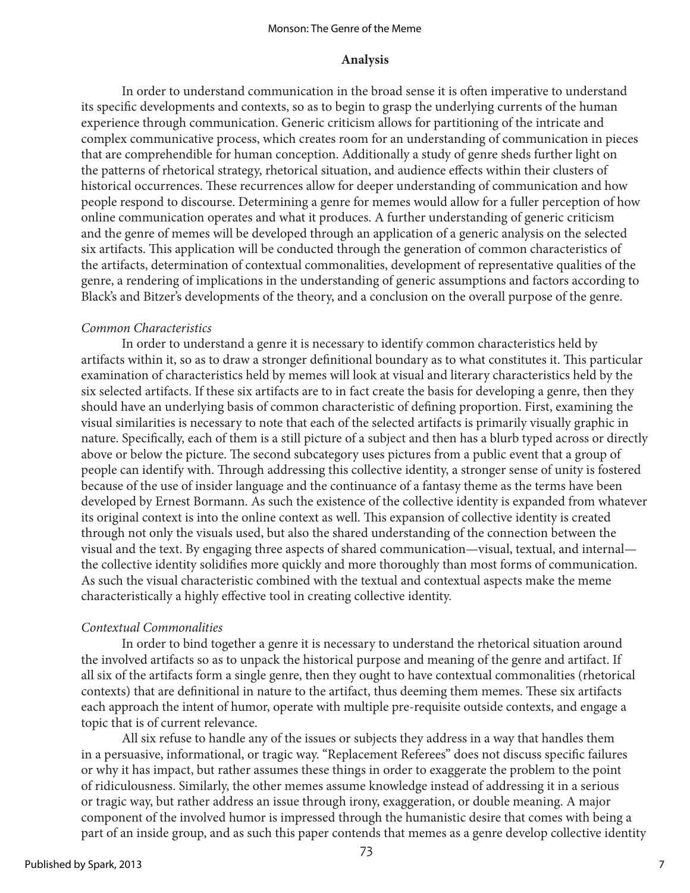## Analysis

In order to understand communication in the broad sense it is often imperative to understand its specific developments and contexts, so as to begin to grasp the underlying currents of the human experience through communication. Generic criticism allows for partitioning of the intricate and complex communicative process, which creates room for an understanding of communication in pieces that are comprehendible for human conception. Additionally a study of genre sheds further light on the patterns of rhetorical strategy, rhetorical situation, and audience effects within their clusters of historical occurrences. These recurrences allow for deeper understanding of communication and how people respond to discourse. Determining a genre for memes would allow for a fuller perception of how online communication operates and what it produces. A further understanding of generic criticism and the genre of memes will be developed through an application of a generic analysis on the selected six artifacts. This application will be conducted through the generation of common characteristics of the artifacts, determination of contextual commonalities, development of representative qualities of the genre, a rendering of implications in the understanding of generic assumptions and factors according to Black's and Bitzer's developments of the theory, and a conclusion on the overall purpose of the genre.

### *Common Characteristics*

In order to understand a genre it is necessary to identify common characteristics held by artifacts within it, so as to draw a stronger definitional boundary as to what constitutes it. This particular examination of characteristics held by memes will look at visual and literary characteristics held by the six selected artifacts. If these six artifacts are to in fact create the basis for developing a genre, then they should have an underlying basis of common characteristic of defining proportion. First, examining the visual similarities is necessary to note that each of the selected artifacts is primarily visually graphic in nature. Specifically, each of them is a still picture of a subject and then has a blurb typed across or directly above or below the picture. The second subcategory uses pictures from a public event that a group of people can identify with. Through addressing this collective identity, a stronger sense of unity is fostered because of the use of insider language and the continuance of a fantasy theme as the terms have been developed by Ernest Bormann. As such the existence of the collective identity is expanded from whatever its original context is into the online context as well. This expansion of collective identity is created through not only the visuals used, but also the shared understanding of the connection between the visual and the text. By engaging three aspects of shared communication—visual, textual, and internal—the collective identity solidifies more quickly and more thoroughly than most forms of communication. As such the visual characteristic combined with the textual and contextual aspects make the meme characteristically a highly effective tool in creating collective identity.

### *Contextual Commonalities*

In order to bind together a genre it is necessary to understand the rhetorical situation around the involved artifacts so as to unpack the historical purpose and meaning of the genre and artifact. If all six of the artifacts form a single genre, then they ought to have contextual commonalities (rhetorical contexts) that are definitional in nature to the artifact, thus deeming them memes. These six artifacts each approach the intent of humor, operate with multiple pre-requisite outside contexts, and engage a topic that is of current relevance.

All six refuse to handle any of the issues or subjects they address in a way that handles them in a persuasive, informational, or tragic way. "Replacement Referees" does not discuss specific failures or why it has impact, but rather assumes these things in order to exaggerate the problem to the point of ridiculousness. Similarly, the other memes assume knowledge instead of addressing it in a serious or tragic way, but rather address an issue through irony, exaggeration, or double meaning. A major component of the involved humor is impressed through the humanistic desire that comes with being a part of an inside group, and as such this paper contends that memes as a genre develop collective identity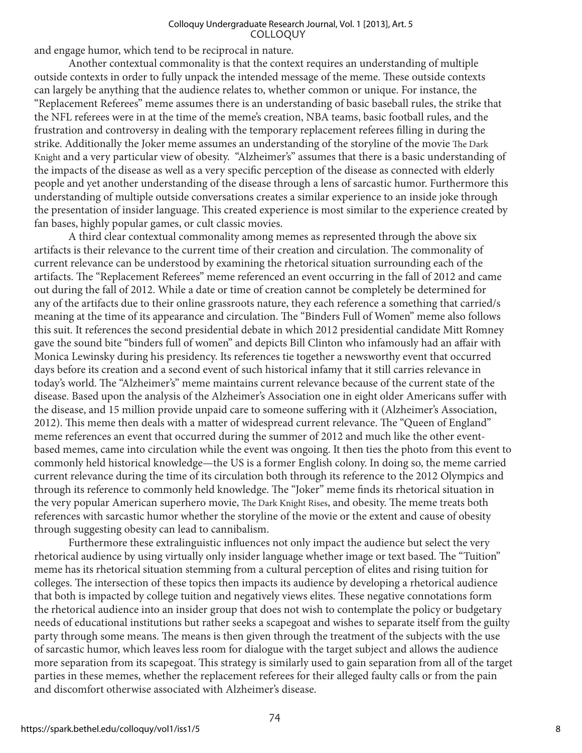and engage humor, which tend to be reciprocal in nature.

Another contextual commonality is that the context requires an understanding of multiple outside contexts in order to fully unpack the intended message of the meme. These outside contexts can largely be anything that the audience relates to, whether common or unique. For instance, the "Replacement Referees" meme assumes there is an understanding of basic baseball rules, the strike that the NFL referees were in at the time of the meme's creation, NBA teams, basic football rules, and the frustration and controversy in dealing with the temporary replacement referees filling in during the strike. Additionally the Joker meme assumes an understanding of the storyline of the movie *The Dark Knight* and a very particular view of obesity. "Alzheimer's" assumes that there is a basic understanding of the impacts of the disease as well as a very specific perception of the disease as connected with elderly people and yet another understanding of the disease through a lens of sarcastic humor. Furthermore this understanding of multiple outside conversations creates a similar experience to an inside joke through the presentation of insider language. This created experience is most similar to the experience created by fan bases, highly popular games, or cult classic movies.

A third clear contextual commonality among memes as represented through the above six artifacts is their relevance to the current time of their creation and circulation. The commonality of current relevance can be understood by examining the rhetorical situation surrounding each of the artifacts. The "Replacement Referees" meme referenced an event occurring in the fall of 2012 and came out during the fall of 2012. While a date or time of creation cannot be completely be determined for any of the artifacts due to their online grassroots nature, they each reference a something that carried/s meaning at the time of its appearance and circulation. The "Binders Full of Women" meme also follows this suit. It references the second presidential debate in which 2012 presidential candidate Mitt Romney gave the sound bite "binders full of women" and depicts Bill Clinton who infamously had an affair with Monica Lewinsky during his presidency. Its references tie together a newsworthy event that occurred days before its creation and a second event of such historical infamy that it still carries relevance in today's world. The "Alzheimer's" meme maintains current relevance because of the current state of the disease. Based upon the analysis of the Alzheimer's Association one in eight older Americans suffer with the disease, and 15 million provide unpaid care to someone suffering with it (Alzheimer's Association, 2012). This meme then deals with a matter of widespread current relevance. The "Queen of England" meme references an event that occurred during the summer of 2012 and much like the other event-based memes, came into circulation while the event was ongoing. It then ties the photo from this event to commonly held historical knowledge—the US is a former English colony. In doing so, the meme carried current relevance during the time of its circulation both through its reference to the 2012 Olympics and through its reference to commonly held knowledge. The "Joker" meme finds its rhetorical situation in the very popular American superhero movie, *The Dark Knight Rises*, and obesity. The meme treats both references with sarcastic humor whether the storyline of the movie or the extent and cause of obesity through suggesting obesity can lead to cannibalism.

Furthermore these extralinguistic influences not only impact the audience but select the very rhetorical audience by using virtually only insider language whether image or text based. The "Tuition" meme has its rhetorical situation stemming from a cultural perception of elites and rising tuition for colleges. The intersection of these topics then impacts its audience by developing a rhetorical audience that both is impacted by college tuition and negatively views elites. These negative connotations form the rhetorical audience into an insider group that does not wish to contemplate the policy or budgetary needs of educational institutions but rather seeks a scapegoat and wishes to separate itself from the guilty party through some means. The means is then given through the treatment of the subjects with the use of sarcastic humor, which leaves less room for dialogue with the target subject and allows the audience more separation from its scapegoat. This strategy is similarly used to gain separation from all of the target parties in these memes, whether the replacement referees for their alleged faulty calls or from the pain and discomfort otherwise associated with Alzheimer's disease.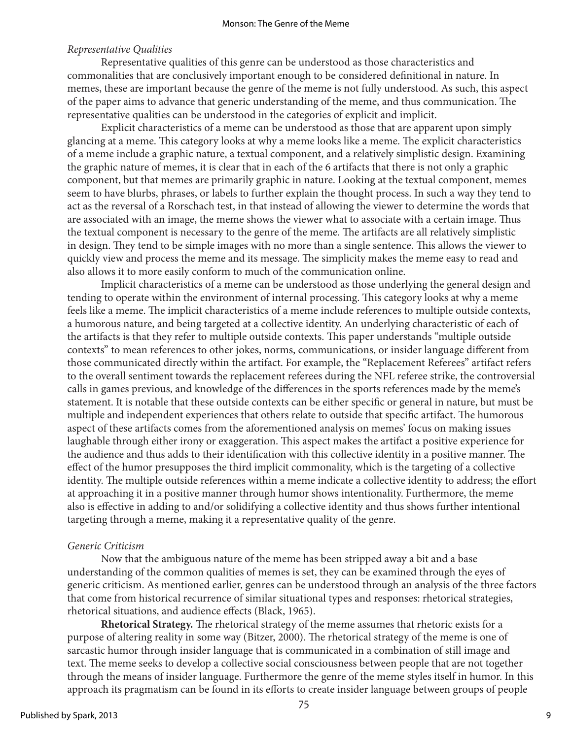*Representative Qualities*

Representative qualities of this genre can be understood as those characteristics and commonalities that are conclusively important enough to be considered definitional in nature. In memes, these are important because the genre of the meme is not fully understood. As such, this aspect of the paper aims to advance that generic understanding of the meme, and thus communication. The representative qualities can be understood in the categories of explicit and implicit.

Explicit characteristics of a meme can be understood as those that are apparent upon simply glancing at a meme. This category looks at why a meme looks like a meme. The explicit characteristics of a meme include a graphic nature, a textual component, and a relatively simplistic design. Examining the graphic nature of memes, it is clear that in each of the 6 artifacts that there is not only a graphic component, but that memes are primarily graphic in nature. Looking at the textual component, memes seem to have blurbs, phrases, or labels to further explain the thought process. In such a way they tend to act as the reversal of a Rorschach test, in that instead of allowing the viewer to determine the words that are associated with an image, the meme shows the viewer what to associate with a certain image. Thus the textual component is necessary to the genre of the meme. The artifacts are all relatively simplistic in design. They tend to be simple images with no more than a single sentence. This allows the viewer to quickly view and process the meme and its message. The simplicity makes the meme easy to read and also allows it to more easily conform to much of the communication online.

Implicit characteristics of a meme can be understood as those underlying the general design and tending to operate within the environment of internal processing. This category looks at why a meme feels like a meme. The implicit characteristics of a meme include references to multiple outside contexts, a humorous nature, and being targeted at a collective identity. An underlying characteristic of each of the artifacts is that they refer to multiple outside contexts. This paper understands "multiple outside contexts" to mean references to other jokes, norms, communications, or insider language different from those communicated directly within the artifact. For example, the "Replacement Referees" artifact refers to the overall sentiment towards the replacement referees during the NFL referee strike, the controversial calls in games previous, and knowledge of the differences in the sports references made by the meme's statement. It is notable that these outside contexts can be either specific or general in nature, but must be multiple and independent experiences that others relate to outside that specific artifact. The humorous aspect of these artifacts comes from the aforementioned analysis on memes' focus on making issues laughable through either irony or exaggeration. This aspect makes the artifact a positive experience for the audience and thus adds to their identification with this collective identity in a positive manner. The effect of the humor presupposes the third implicit commonality, which is the targeting of a collective identity. The multiple outside references within a meme indicate a collective identity to address; the effort at approaching it in a positive manner through humor shows intentionality. Furthermore, the meme also is effective in adding to and/or solidifying a collective identity and thus shows further intentional targeting through a meme, making it a representative quality of the genre.

*Generic Criticism*

Now that the ambiguous nature of the meme has been stripped away a bit and a base understanding of the common qualities of memes is set, they can be examined through the eyes of generic criticism. As mentioned earlier, genres can be understood through an analysis of the three factors that come from historical recurrence of similar situational types and responses: rhetorical strategies, rhetorical situations, and audience effects (Black, 1965).

**Rhetorical Strategy.** The rhetorical strategy of the meme assumes that rhetoric exists for a purpose of altering reality in some way (Bitzer, 2000). The rhetorical strategy of the meme is one of sarcastic humor through insider language that is communicated in a combination of still image and text. The meme seeks to develop a collective social consciousness between people that are not together through the means of insider language. Furthermore the genre of the meme styles itself in humor. In this approach its pragmatism can be found in its efforts to create insider language between groups of people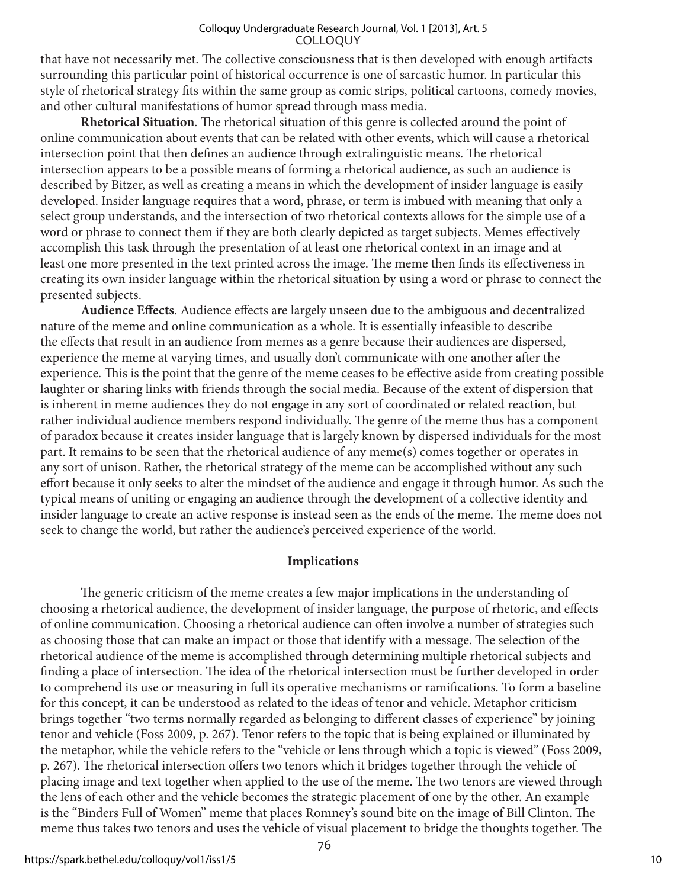that have not necessarily met. The collective consciousness that is then developed with enough artifacts surrounding this particular point of historical occurrence is one of sarcastic humor. In particular this style of rhetorical strategy fits within the same group as comic strips, political cartoons, comedy movies, and other cultural manifestations of humor spread through mass media.

**Rhetorical Situation**. The rhetorical situation of this genre is collected around the point of online communication about events that can be related with other events, which will cause a rhetorical intersection point that then defines an audience through extralinguistic means. The rhetorical intersection appears to be a possible means of forming a rhetorical audience, as such an audience is described by Bitzer, as well as creating a means in which the development of insider language is easily developed. Insider language requires that a word, phrase, or term is imbued with meaning that only a select group understands, and the intersection of two rhetorical contexts allows for the simple use of a word or phrase to connect them if they are both clearly depicted as target subjects. Memes effectively accomplish this task through the presentation of at least one rhetorical context in an image and at least one more presented in the text printed across the image. The meme then finds its effectiveness in creating its own insider language within the rhetorical situation by using a word or phrase to connect the presented subjects.

**Audience Effects**. Audience effects are largely unseen due to the ambiguous and decentralized nature of the meme and online communication as a whole. It is essentially infeasible to describe the effects that result in an audience from memes as a genre because their audiences are dispersed, experience the meme at varying times, and usually don't communicate with one another after the experience. This is the point that the genre of the meme ceases to be effective aside from creating possible laughter or sharing links with friends through the social media. Because of the extent of dispersion that is inherent in meme audiences they do not engage in any sort of coordinated or related reaction, but rather individual audience members respond individually. The genre of the meme thus has a component of paradox because it creates insider language that is largely known by dispersed individuals for the most part. It remains to be seen that the rhetorical audience of any meme(s) comes together or operates in any sort of unison. Rather, the rhetorical strategy of the meme can be accomplished without any such effort because it only seeks to alter the mindset of the audience and engage it through humor. As such the typical means of uniting or engaging an audience through the development of a collective identity and insider language to create an active response is instead seen as the ends of the meme. The meme does not seek to change the world, but rather the audience's perceived experience of the world.

## Implications

The generic criticism of the meme creates a few major implications in the understanding of choosing a rhetorical audience, the development of insider language, the purpose of rhetoric, and effects of online communication. Choosing a rhetorical audience can often involve a number of strategies such as choosing those that can make an impact or those that identify with a message. The selection of the rhetorical audience of the meme is accomplished through determining multiple rhetorical subjects and finding a place of intersection. The idea of the rhetorical intersection must be further developed in order to comprehend its use or measuring in full its operative mechanisms or ramifications. To form a baseline for this concept, it can be understood as related to the ideas of tenor and vehicle. Metaphor criticism brings together "two terms normally regarded as belonging to different classes of experience" by joining tenor and vehicle (Foss 2009, p. 267). Tenor refers to the topic that is being explained or illuminated by the metaphor, while the vehicle refers to the "vehicle or lens through which a topic is viewed" (Foss 2009, p. 267). The rhetorical intersection offers two tenors which it bridges together through the vehicle of placing image and text together when applied to the use of the meme. The two tenors are viewed through the lens of each other and the vehicle becomes the strategic placement of one by the other. An example is the "Binders Full of Women" meme that places Romney's sound bite on the image of Bill Clinton. The meme thus takes two tenors and uses the vehicle of visual placement to bridge the thoughts together. The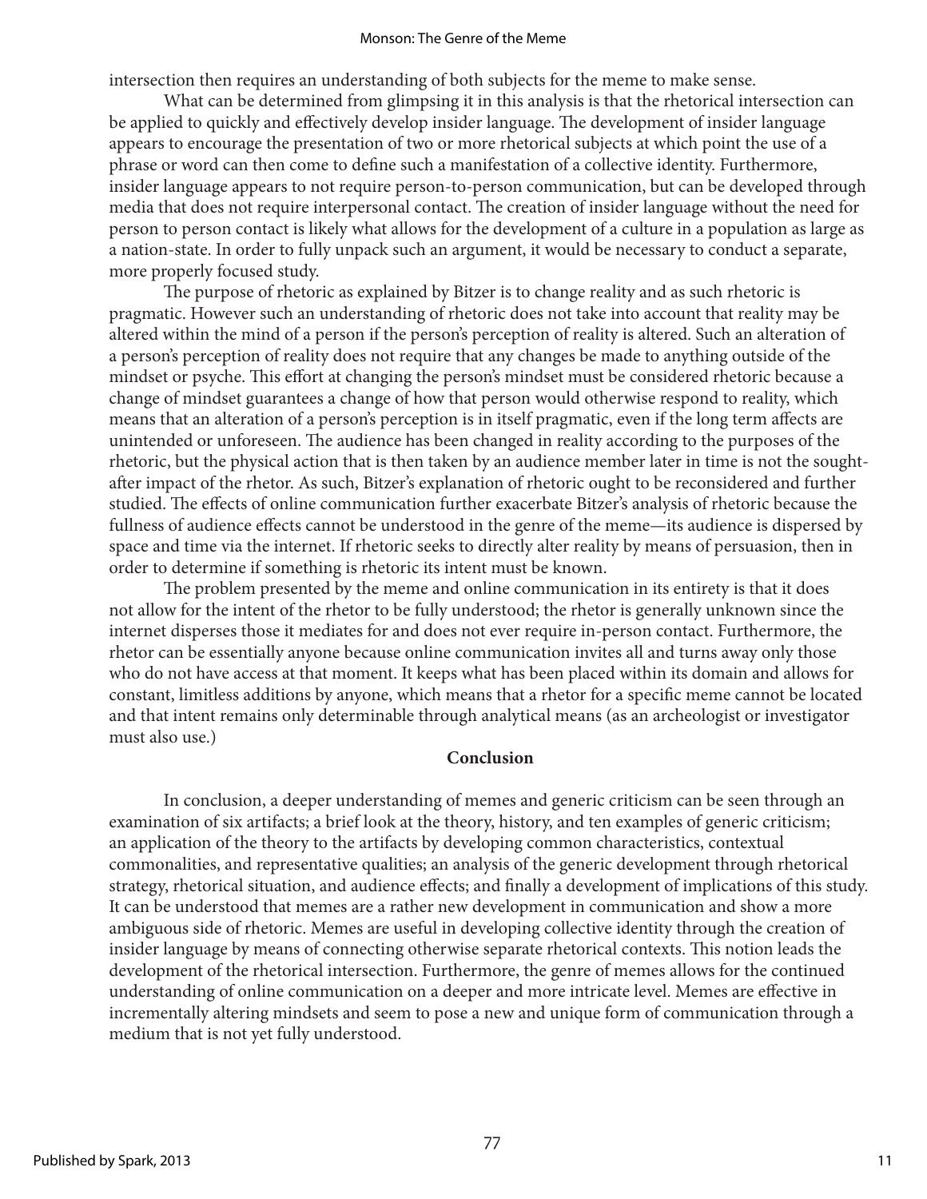intersection then requires an understanding of both subjects for the meme to make sense.

What can be determined from glimpsing it in this analysis is that the rhetorical intersection can be applied to quickly and effectively develop insider language. The development of insider language appears to encourage the presentation of two or more rhetorical subjects at which point the use of a phrase or word can then come to define such a manifestation of a collective identity. Furthermore, insider language appears to not require person-to-person communication, but can be developed through media that does not require interpersonal contact. The creation of insider language without the need for person to person contact is likely what allows for the development of a culture in a population as large as a nation-state. In order to fully unpack such an argument, it would be necessary to conduct a separate, more properly focused study.

The purpose of rhetoric as explained by Bitzer is to change reality and as such rhetoric is pragmatic. However such an understanding of rhetoric does not take into account that reality may be altered within the mind of a person if the person's perception of reality is altered. Such an alteration of a person's perception of reality does not require that any changes be made to anything outside of the mindset or psyche. This effort at changing the person's mindset must be considered rhetoric because a change of mindset guarantees a change of how that person would otherwise respond to reality, which means that an alteration of a person's perception is in itself pragmatic, even if the long term affects are unintended or unforeseen. The audience has been changed in reality according to the purposes of the rhetoric, but the physical action that is then taken by an audience member later in time is not the sought-after impact of the rhetor. As such, Bitzer's explanation of rhetoric ought to be reconsidered and further studied. The effects of online communication further exacerbate Bitzer's analysis of rhetoric because the fullness of audience effects cannot be understood in the genre of the meme—its audience is dispersed by space and time via the internet. If rhetoric seeks to directly alter reality by means of persuasion, then in order to determine if something is rhetoric its intent must be known.

The problem presented by the meme and online communication in its entirety is that it does not allow for the intent of the rhetor to be fully understood; the rhetor is generally unknown since the internet disperses those it mediates for and does not ever require in-person contact. Furthermore, the rhetor can be essentially anyone because online communication invites all and turns away only those who do not have access at that moment. It keeps what has been placed within its domain and allows for constant, limitless additions by anyone, which means that a rhetor for a specific meme cannot be located and that intent remains only determinable through analytical means (as an archeologist or investigator must also use.)

## Conclusion

In conclusion, a deeper understanding of memes and generic criticism can be seen through an examination of six artifacts; a brief look at the theory, history, and ten examples of generic criticism; an application of the theory to the artifacts by developing common characteristics, contextual commonalities, and representative qualities; an analysis of the generic development through rhetorical strategy, rhetorical situation, and audience effects; and finally a development of implications of this study. It can be understood that memes are a rather new development in communication and show a more ambiguous side of rhetoric. Memes are useful in developing collective identity through the creation of insider language by means of connecting otherwise separate rhetorical contexts. This notion leads the development of the rhetorical intersection. Furthermore, the genre of memes allows for the continued understanding of online communication on a deeper and more intricate level. Memes are effective in incrementally altering mindsets and seem to pose a new and unique form of communication through a medium that is not yet fully understood.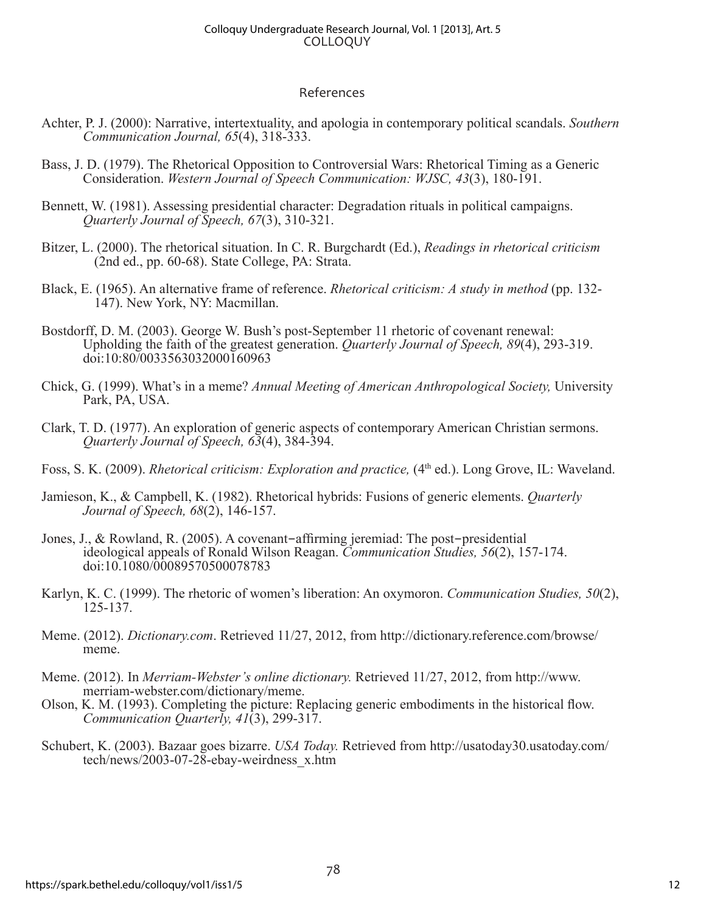## References

Achter, P. J. (2000): Narrative, intertextuality, and apologia in contemporary political scandals. *Southern Communication Journal, 65*(4), 318-333.

Bass, J. D. (1979). The Rhetorical Opposition to Controversial Wars: Rhetorical Timing as a Generic Consideration. *Western Journal of Speech Communication: WJSC, 43*(3), 180-191.

Bennett, W. (1981). Assessing presidential character: Degradation rituals in political campaigns. *Quarterly Journal of Speech, 67*(3), 310-321.

Bitzer, L. (2000). The rhetorical situation. In C. R. Burgchardt (Ed.), *Readings in rhetorical criticism* (2nd ed., pp. 60-68). State College, PA: Strata.

Black, E. (1965). An alternative frame of reference. *Rhetorical criticism: A study in method* (pp. 132-147). New York, NY: Macmillan.

Bostdorff, D. M. (2003). George W. Bush's post-September 11 rhetoric of covenant renewal: Upholding the faith of the greatest generation. *Quarterly Journal of Speech, 89*(4), 293-319. doi:10:80/0033563032000160963

Chick, G. (1999). What's in a meme? *Annual Meeting of American Anthropological Society,* University Park, PA, USA.

Clark, T. D. (1977). An exploration of generic aspects of contemporary American Christian sermons. *Quarterly Journal of Speech, 63*(4), 384-394.

Foss, S. K. (2009). *Rhetorical criticism: Exploration and practice,* (4th ed.). Long Grove, IL: Waveland.

Jamieson, K., & Campbell, K. (1982). Rhetorical hybrids: Fusions of generic elements. *Quarterly Journal of Speech, 68*(2), 146-157.

Jones, J., & Rowland, R. (2005). A covenant–affirming jeremiad: The post–presidential ideological appeals of Ronald Wilson Reagan. *Communication Studies, 56*(2), 157-174. doi:10.1080/00089570500078783

Karlyn, K. C. (1999). The rhetoric of women's liberation: An oxymoron. *Communication Studies, 50*(2), 125-137.

Meme. (2012). *Dictionary.com*. Retrieved 11/27, 2012, from http://dictionary.reference.com/browse/meme.

Meme. (2012). In *Merriam-Webster's online dictionary.* Retrieved 11/27, 2012, from http://www.merriam-webster.com/dictionary/meme.

Olson, K. M. (1993). Completing the picture: Replacing generic embodiments in the historical flow. *Communication Quarterly, 41*(3), 299-317.

Schubert, K. (2003). Bazaar goes bizarre. *USA Today.* Retrieved from http://usatoday30.usatoday.com/tech/news/2003-07-28-ebay-weirdness_x.htm